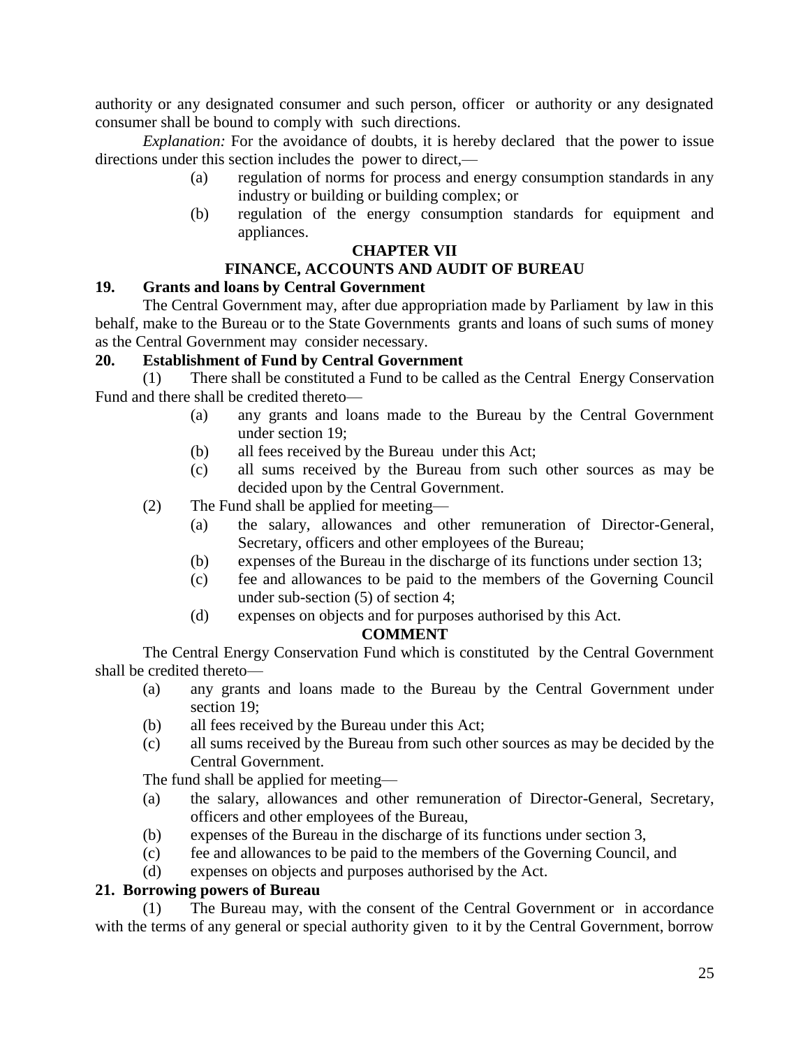authority or any designated consumer and such person, officer or authority or any designated consumer shall be bound to comply with such directions.

*Explanation:* For the avoidance of doubts, it is hereby declared that the power to issue directions under this section includes the power to direct,—

- (a) regulation of norms for process and energy consumption standards in any industry or building or building complex; or
- (b) regulation of the energy consumption standards for equipment and appliances.

## CHAPTER VII

## FINANCE, ACCOUNTS AND AUDIT OF BUREAU

### 19. Grants and loans by Central Government

The Central Government may, after due appropriation made by Parliament by law in this behalf, make to the Bureau or to the State Governments grants and loans of such sums of money as the Central Government may consider necessary.

### 20. Establishment of Fund by Central Government

(1) There shall be constituted a Fund to be called as the Central Energy Conservation Fund and there shall be credited thereto—

- (a) any grants and loans made to the Bureau by the Central Government under section 19;
- (b) all fees received by the Bureau under this Act;
- (c) all sums received by the Bureau from such other sources as may be decided upon by the Central Government.

(2) The Fund shall be applied for meeting—

- (a) the salary, allowances and other remuneration of Director-General, Secretary, officers and other employees of the Bureau;
- (b) expenses of the Bureau in the discharge of its functions under section 13;
- (c) fee and allowances to be paid to the members of the Governing Council under sub-section (5) of section 4;
- (d) expenses on objects and for purposes authorised by this Act.

**COMMENT**

The Central Energy Conservation Fund which is constituted by the Central Government shall be credited thereto—

- (a) any grants and loans made to the Bureau by the Central Government under section 19;
- (b) all fees received by the Bureau under this Act;
- (c) all sums received by the Bureau from such other sources as may be decided by the Central Government.

The fund shall be applied for meeting—

- (a) the salary, allowances and other remuneration of Director-General, Secretary, officers and other employees of the Bureau,
- (b) expenses of the Bureau in the discharge of its functions under section 3,
- (c) fee and allowances to be paid to the members of the Governing Council, and
- (d) expenses on objects and purposes authorised by the Act.

### 21. Borrowing powers of Bureau

(1) The Bureau may, with the consent of the Central Government or in accordance with the terms of any general or special authority given to it by the Central Government, borrow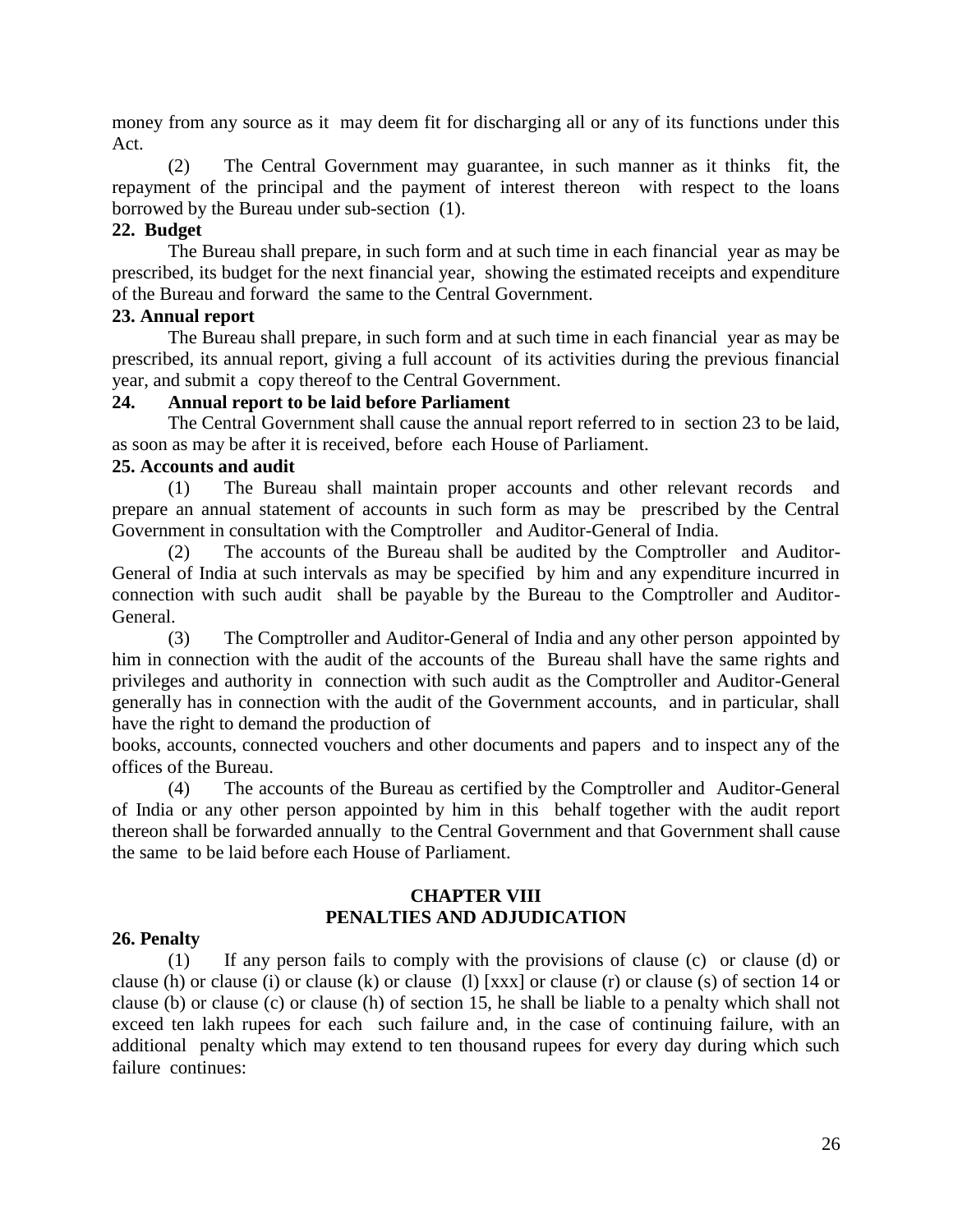money from any source as it may deem fit for discharging all or any of its functions under this Act.

(2) The Central Government may guarantee, in such manner as it thinks fit, the repayment of the principal and the payment of interest thereon with respect to the loans borrowed by the Bureau under sub-section (1).

**22. Budget**

The Bureau shall prepare, in such form and at such time in each financial year as may be prescribed, its budget for the next financial year, showing the estimated receipts and expenditure of the Bureau and forward the same to the Central Government.

**23. Annual report**

The Bureau shall prepare, in such form and at such time in each financial year as may be prescribed, its annual report, giving a full account of its activities during the previous financial year, and submit a copy thereof to the Central Government.

**24. Annual report to be laid before Parliament**

The Central Government shall cause the annual report referred to in section 23 to be laid, as soon as may be after it is received, before each House of Parliament.

**25. Accounts and audit**

(1) The Bureau shall maintain proper accounts and other relevant records and prepare an annual statement of accounts in such form as may be prescribed by the Central Government in consultation with the Comptroller and Auditor-General of India.

(2) The accounts of the Bureau shall be audited by the Comptroller and Auditor-General of India at such intervals as may be specified by him and any expenditure incurred in connection with such audit shall be payable by the Bureau to the Comptroller and Auditor-General.

(3) The Comptroller and Auditor-General of India and any other person appointed by him in connection with the audit of the accounts of the Bureau shall have the same rights and privileges and authority in connection with such audit as the Comptroller and Auditor-General generally has in connection with the audit of the Government accounts, and in particular, shall have the right to demand the production of books, accounts, connected vouchers and other documents and papers and to inspect any of the offices of the Bureau.

(4) The accounts of the Bureau as certified by the Comptroller and Auditor-General of India or any other person appointed by him in this behalf together with the audit report thereon shall be forwarded annually to the Central Government and that Government shall cause the same to be laid before each House of Parliament.

## CHAPTER VIII
## PENALTIES AND ADJUDICATION

**26. Penalty**

(1) If any person fails to comply with the provisions of clause (c) or clause (d) or clause (h) or clause (i) or clause (k) or clause (l) [xxx] or clause (r) or clause (s) of section 14 or clause (b) or clause (c) or clause (h) of section 15, he shall be liable to a penalty which shall not exceed ten lakh rupees for each such failure and, in the case of continuing failure, with an additional penalty which may extend to ten thousand rupees for every day during which such failure continues: